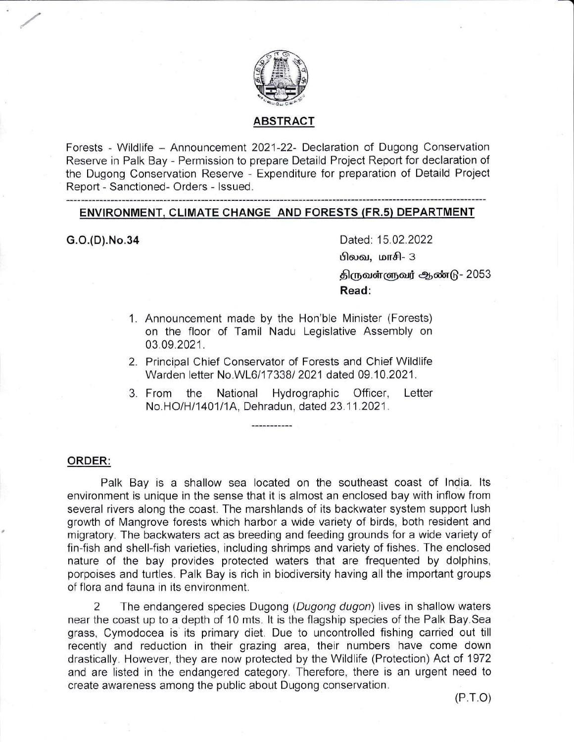## ABSTRACT

Forests - Wildlife – Announcement 2021-22- Declaration of Dugong Conservation Reserve in Palk Bay - Permission to prepare Detaild Project Report for declaration of the Dugong Conservation Reserve - Expenditure for preparation of Detaild Project Report - Sanctioned- Orders - Issued.

---

## ENVIRONMENT, CLIMATE CHANGE AND FORESTS (FR.5) DEPARTMENT

**G.O.(D).No.34**

Dated: 15.02.2022
பிலவ, மாசி- 3
திருவள்ளுவர் ஆண்டு- 2053

**Read:**

1. Announcement made by the Hon'ble Minister (Forests) on the floor of Tamil Nadu Legislative Assembly on 03.09.2021.
2. Principal Chief Conservator of Forests and Chief Wildlife Warden letter No.WL6/17338/ 2021 dated 09.10.2021.
3. From the National Hydrographic Officer, Letter No.HO/H/1401/1A, Dehradun, dated 23.11.2021.

-----------

**ORDER:**

Palk Bay is a shallow sea located on the southeast coast of India. Its environment is unique in the sense that it is almost an enclosed bay with inflow from several rivers along the coast. The marshlands of its backwater system support lush growth of Mangrove forests which harbor a wide variety of birds, both resident and migratory. The backwaters act as breeding and feeding grounds for a wide variety of fin-fish and shell-fish varieties, including shrimps and variety of fishes. The enclosed nature of the bay provides protected waters that are frequented by dolphins, porpoises and turtles. Palk Bay is rich in biodiversity having all the important groups of flora and fauna in its environment.

2 The endangered species Dugong (*Dugong dugon*) lives in shallow waters near the coast up to a depth of 10 mts. It is the flagship species of the Palk Bay.Sea grass, Cymodocea is its primary diet. Due to uncontrolled fishing carried out till recently and reduction in their grazing area, their numbers have come down drastically. However, they are now protected by the Wildlife (Protection) Act of 1972 and are listed in the endangered category. Therefore, there is an urgent need to create awareness among the public about Dugong conservation.

(P.T.O)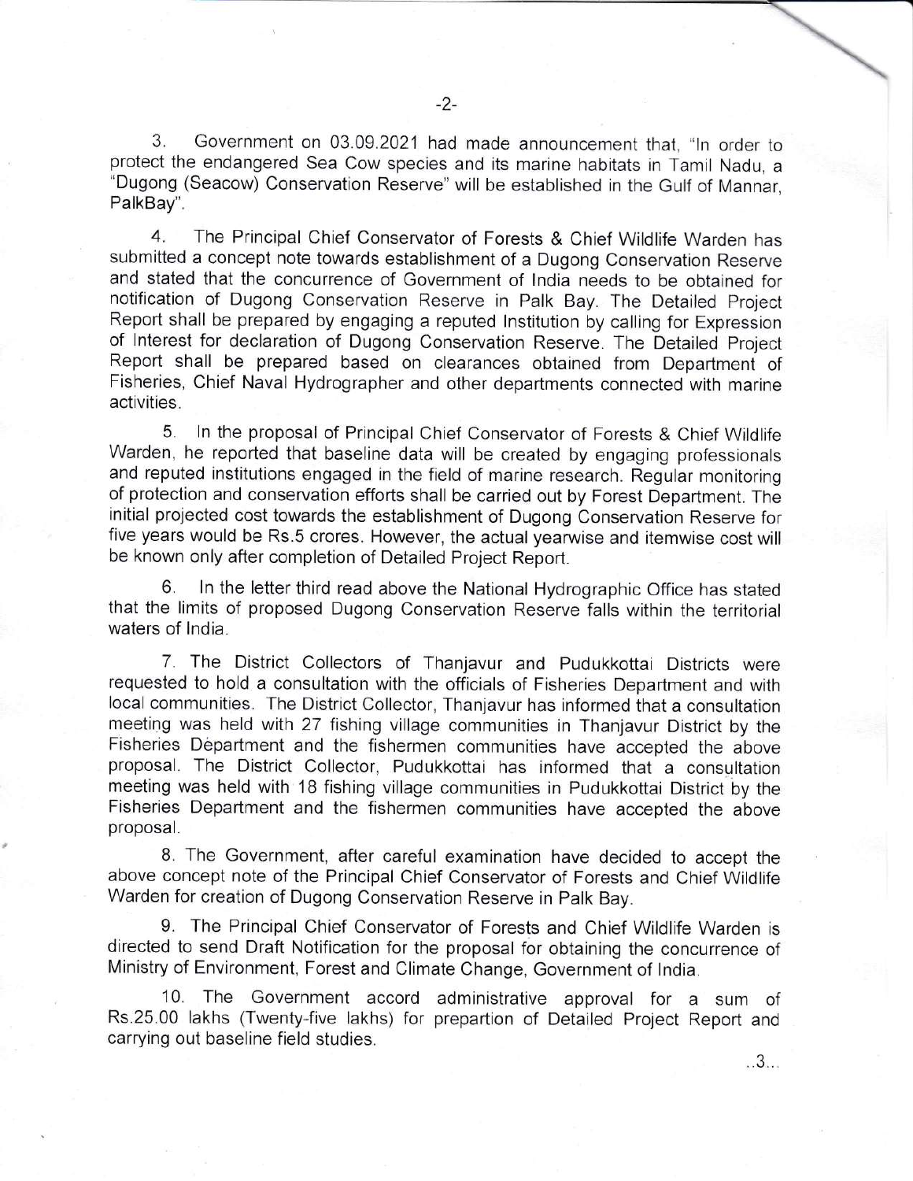3. Government on 03.09.2021 had made announcement that, "In order to protect the endangered Sea Cow species and its marine habitats in Tamil Nadu, a "Dugong (Seacow) Conservation Reserve" will be established in the Gulf of Mannar, PalkBay".

4. The Principal Chief Conservator of Forests & Chief Wildlife Warden has submitted a concept note towards establishment of a Dugong Conservation Reserve and stated that the concurrence of Government of India needs to be obtained for notification of Dugong Conservation Reserve in Palk Bay. The Detailed Project Report shall be prepared by engaging a reputed Institution by calling for Expression of Interest for declaration of Dugong Conservation Reserve. The Detailed Project Report shall be prepared based on clearances obtained from Department of Fisheries, Chief Naval Hydrographer and other departments connected with marine activities.

5. In the proposal of Principal Chief Conservator of Forests & Chief Wildlife Warden, he reported that baseline data will be created by engaging professionals and reputed institutions engaged in the field of marine research. Regular monitoring of protection and conservation efforts shall be carried out by Forest Department. The initial projected cost towards the establishment of Dugong Conservation Reserve for five years would be Rs.5 crores. However, the actual yearwise and itemwise cost will be known only after completion of Detailed Project Report.

6. In the letter third read above the National Hydrographic Office has stated that the limits of proposed Dugong Conservation Reserve falls within the territorial waters of India.

7. The District Collectors of Thanjavur and Pudukkottai Districts were requested to hold a consultation with the officials of Fisheries Department and with local communities. The District Collector, Thanjavur has informed that a consultation meeting was held with 27 fishing village communities in Thanjavur District by the Fisheries Department and the fishermen communities have accepted the above proposal. The District Collector, Pudukkottai has informed that a consultation meeting was held with 18 fishing village communities in Pudukkottai District by the Fisheries Department and the fishermen communities have accepted the above proposal.

8. The Government, after careful examination have decided to accept the above concept note of the Principal Chief Conservator of Forests and Chief Wildlife Warden for creation of Dugong Conservation Reserve in Palk Bay.

9. The Principal Chief Conservator of Forests and Chief Wildlife Warden is directed to send Draft Notification for the proposal for obtaining the concurrence of Ministry of Environment, Forest and Climate Change, Government of India.

10. The Government accord administrative approval for a sum of Rs.25.00 lakhs (Twenty-five lakhs) for prepartion of Detailed Project Report and carrying out baseline field studies.

..3...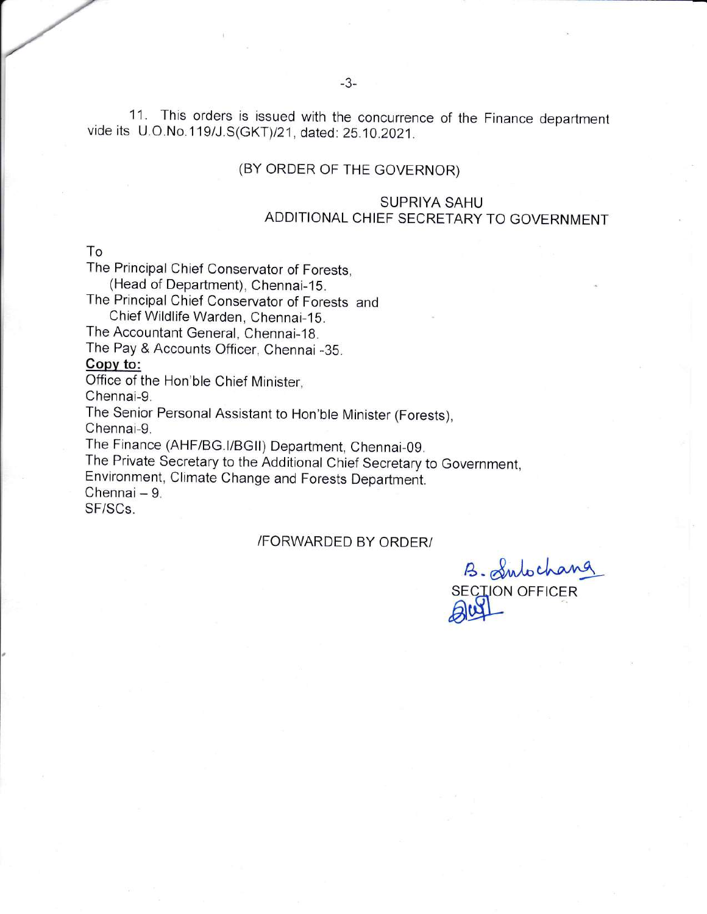11. This orders is issued with the concurrence of the Finance department vide its U.O.No.119/J.S(GKT)/21, dated: 25.10.2021.

(BY ORDER OF THE GOVERNOR)

SUPRIYA SAHU
ADDITIONAL CHIEF SECRETARY TO GOVERNMENT

To
The Principal Chief Conservator of Forests,
(Head of Department), Chennai-15.
The Principal Chief Conservator of Forests and
Chief Wildlife Warden, Chennai-15.
The Accountant General, Chennai-18.
The Pay & Accounts Officer, Chennai -35.

**Copy to:**
Office of the Hon'ble Chief Minister,
Chennai-9.
The Senior Personal Assistant to Hon'ble Minister (Forests),
Chennai-9.
The Finance (AHF/BG.I/BGII) Department, Chennai-09.
The Private Secretary to the Additional Chief Secretary to Government,
Environment, Climate Change and Forests Department.
Chennai – 9.
SF/SCs.

/FORWARDED BY ORDER/

B. Sulochana
SECTION OFFICER